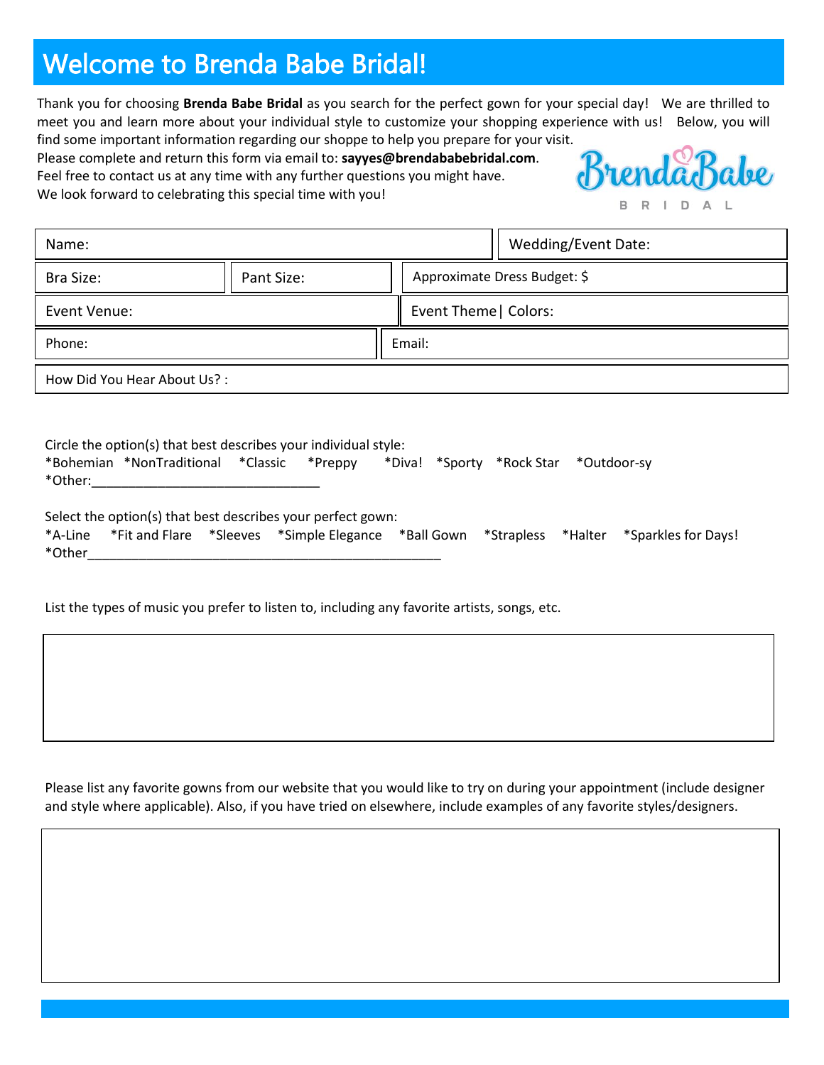# Welcome to Brenda Babe Bridal!

Thank you for choosing **Brenda Babe Bridal** as you search for the perfect gown for your special day! We are thrilled to meet you and learn more about your individual style to customize your shopping experience with us! Below, you will find some important information regarding our shoppe to help you prepare for your visit.

Please complete and return this form via email to: **sayyes@brendababebridal.com**.

Feel free to contact us at any time with any further questions you might have.

We look forward to celebrating this special time with you!

Brenda Babe BRIDAL

| | | |
|---|---|---|
| Name: | | Wedding/Event Date: |
| Bra Size: | Pant Size: | Approximate Dress Budget: $ |
| Event Venue: | | Event Theme\| Colors: |
| Phone: | | Email: |
| How Did You Hear About Us? : | | |

Circle the option(s) that best describes your individual style:

*Bohemian *NonTraditional *Classic *Preppy *Diva! *Sporty *Rock Star *Outdoor-sy

*Other:_______________________________

Select the option(s) that best describes your perfect gown:

*A-Line *Fit and Flare *Sleeves *Simple Elegance *Ball Gown *Strapless *Halter *Sparkles for Days!

*Other__________________________________________________

List the types of music you prefer to listen to, including any favorite artists, songs, etc.

Please list any favorite gowns from our website that you would like to try on during your appointment (include designer and style where applicable). Also, if you have tried on elsewhere, include examples of any favorite styles/designers.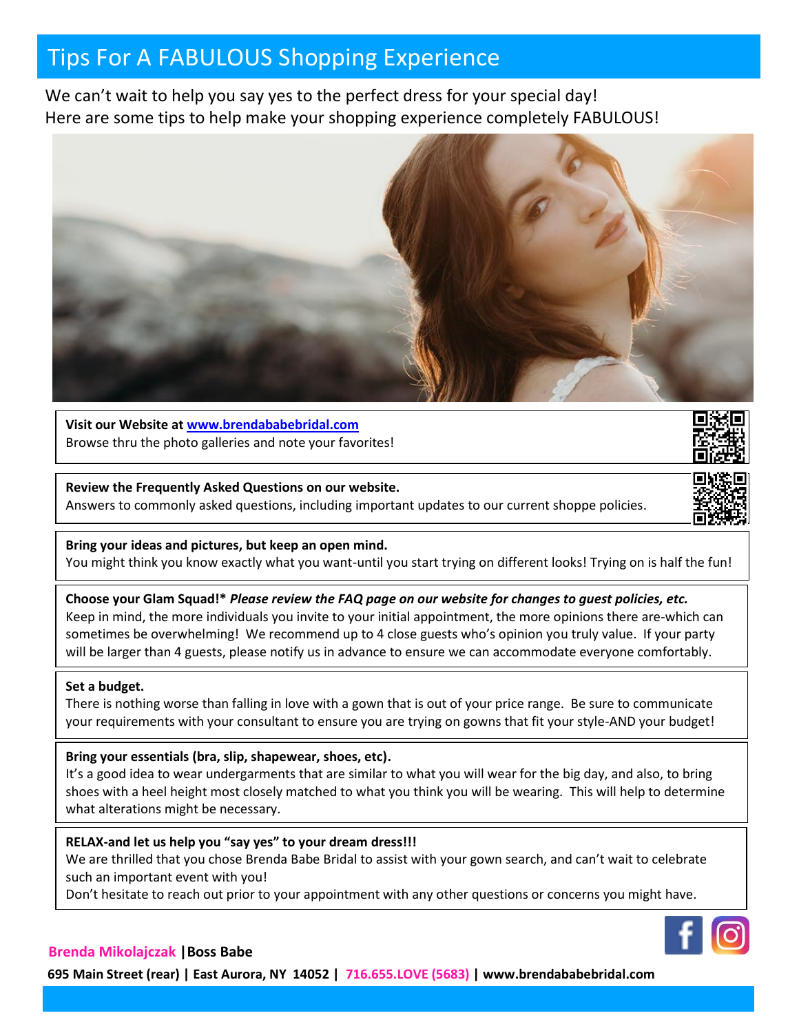# Tips For A FABULOUS Shopping Experience

We can't wait to help you say yes to the perfect dress for your special day!
Here are some tips to help make your shopping experience completely FABULOUS!

**Visit our Website at www.brendababebridal.com**
Browse thru the photo galleries and note your favorites!

**Review the Frequently Asked Questions on our website.**
Answers to commonly asked questions, including important updates to our current shoppe policies.

**Bring your ideas and pictures, but keep an open mind.**
You might think you know exactly what you want-until you start trying on different looks! Trying on is half the fun!

**Choose your Glam Squad!*** ***Please review the FAQ page on our website for changes to guest policies, etc.***
Keep in mind, the more individuals you invite to your initial appointment, the more opinions there are-which can sometimes be overwhelming! We recommend up to 4 close guests who's opinion you truly value. If your party will be larger than 4 guests, please notify us in advance to ensure we can accommodate everyone comfortably.

**Set a budget.**
There is nothing worse than falling in love with a gown that is out of your price range. Be sure to communicate your requirements with your consultant to ensure you are trying on gowns that fit your style-AND your budget!

**Bring your essentials (bra, slip, shapewear, shoes, etc).**
It's a good idea to wear undergarments that are similar to what you will wear for the big day, and also, to bring shoes with a heel height most closely matched to what you think you will be wearing. This will help to determine what alterations might be necessary.

**RELAX-and let us help you "say yes" to your dream dress!!!**
We are thrilled that you chose Brenda Babe Bridal to assist with your gown search, and can't wait to celebrate such an important event with you!
Don't hesitate to reach out prior to your appointment with any other questions or concerns you might have.

**Brenda Mikolajczak |Boss Babe**
**695 Main Street (rear) | East Aurora, NY 14052 | 716.655.LOVE (5683) | www.brendababebridal.com**